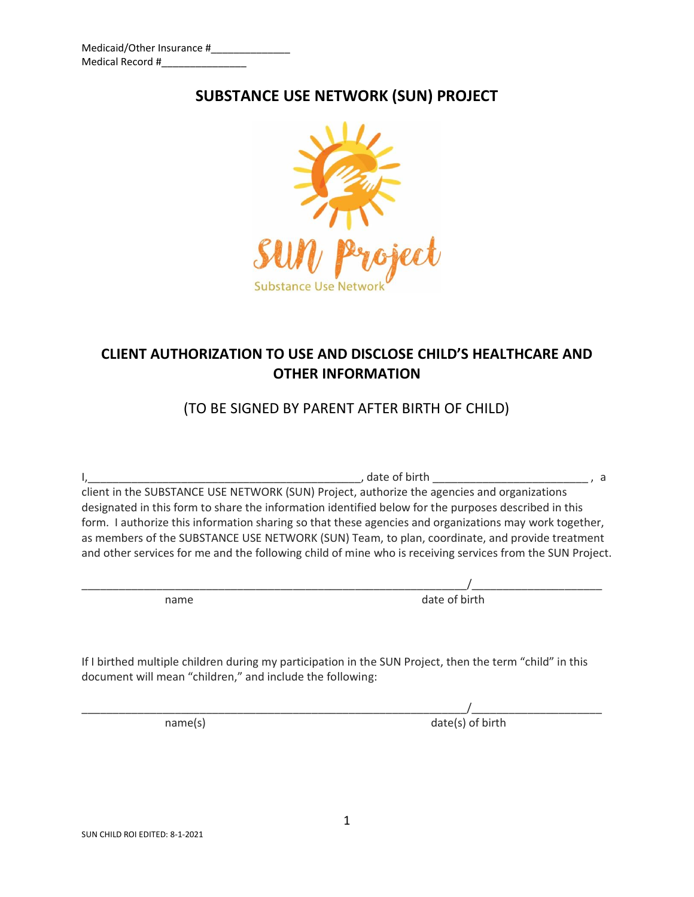Medicaid/Other Insurance #______________
Medical Record #_______________

# SUBSTANCE USE NETWORK (SUN) PROJECT

SUN Project
Substance Use Network

## CLIENT AUTHORIZATION TO USE AND DISCLOSE CHILD'S HEALTHCARE AND OTHER INFORMATION

(TO BE SIGNED BY PARENT AFTER BIRTH OF CHILD)

I,_____________________________________________, date of birth _________________________ , a client in the SUBSTANCE USE NETWORK (SUN) Project, authorize the agencies and organizations designated in this form to share the information identified below for the purposes described in this form. I authorize this information sharing so that these agencies and organizations may work together, as members of the SUBSTANCE USE NETWORK (SUN) Team, to plan, coordinate, and provide treatment and other services for me and the following child of mine who is receiving services from the SUN Project.

_______________________________________________________________/_____________________
name date of birth

If I birthed multiple children during my participation in the SUN Project, then the term "child" in this document will mean "children," and include the following:

_______________________________________________________________/_____________________
name(s) date(s) of birth

SUN CHILD ROI EDITED: 8-1-2021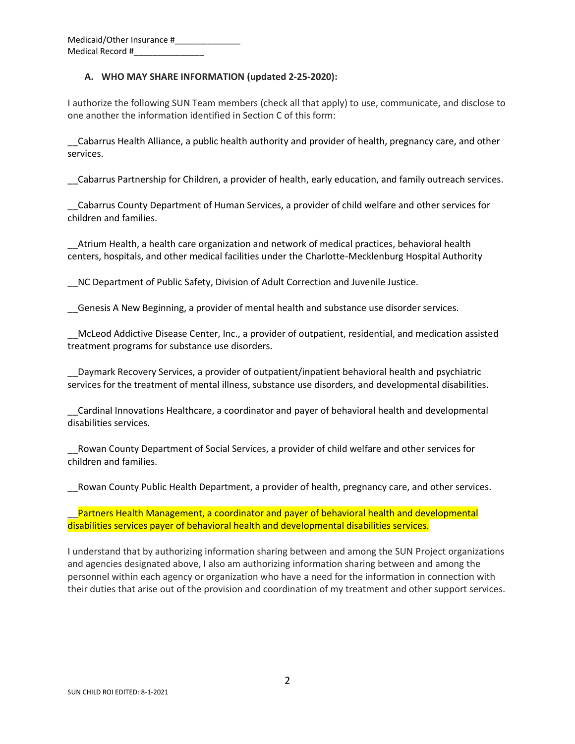Medicaid/Other Insurance #______________
Medical Record #_______________

### A. WHO MAY SHARE INFORMATION (updated 2-25-2020):

I authorize the following SUN Team members (check all that apply) to use, communicate, and disclose to one another the information identified in Section C of this form:

__Cabarrus Health Alliance, a public health authority and provider of health, pregnancy care, and other services.

__Cabarrus Partnership for Children, a provider of health, early education, and family outreach services.

__Cabarrus County Department of Human Services, a provider of child welfare and other services for children and families.

__Atrium Health, a health care organization and network of medical practices, behavioral health centers, hospitals, and other medical facilities under the Charlotte-Mecklenburg Hospital Authority

__NC Department of Public Safety, Division of Adult Correction and Juvenile Justice.

__Genesis A New Beginning, a provider of mental health and substance use disorder services.

__McLeod Addictive Disease Center, Inc., a provider of outpatient, residential, and medication assisted treatment programs for substance use disorders.

__Daymark Recovery Services, a provider of outpatient/inpatient behavioral health and psychiatric services for the treatment of mental illness, substance use disorders, and developmental disabilities.

__Cardinal Innovations Healthcare, a coordinator and payer of behavioral health and developmental disabilities services.

__Rowan County Department of Social Services, a provider of child welfare and other services for children and families.

__Rowan County Public Health Department, a provider of health, pregnancy care, and other services.

__Partners Health Management, a coordinator and payer of behavioral health and developmental disabilities services payer of behavioral health and developmental disabilities services.

I understand that by authorizing information sharing between and among the SUN Project organizations and agencies designated above, I also am authorizing information sharing between and among the personnel within each agency or organization who have a need for the information in connection with their duties that arise out of the provision and coordination of my treatment and other support services.

SUN CHILD ROI EDITED: 8-1-2021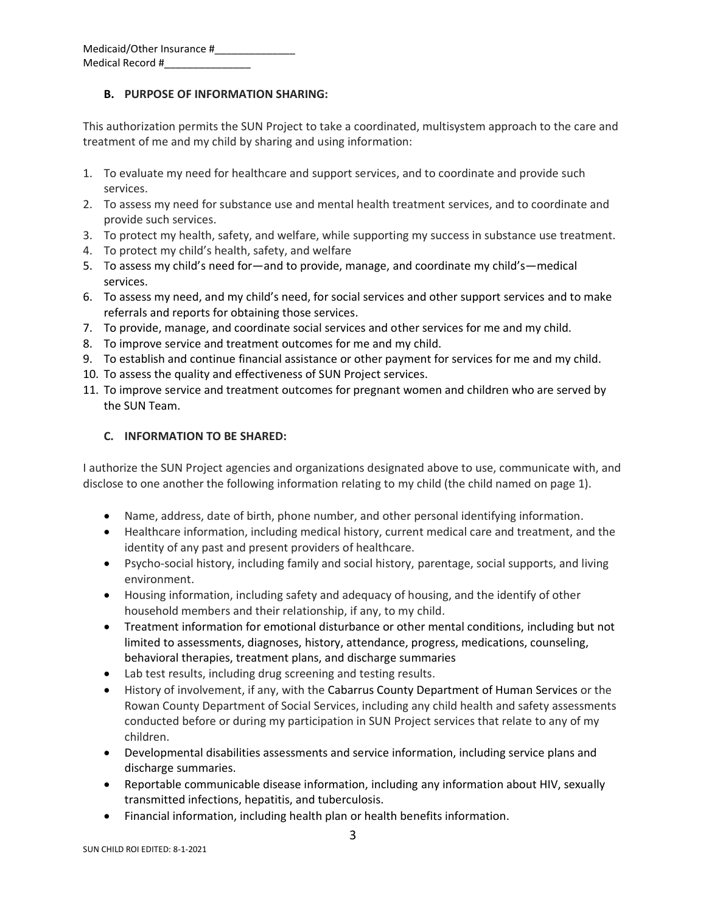Medicaid/Other Insurance #______________
Medical Record #_______________

### B. PURPOSE OF INFORMATION SHARING:

This authorization permits the SUN Project to take a coordinated, multisystem approach to the care and treatment of me and my child by sharing and using information:

1. To evaluate my need for healthcare and support services, and to coordinate and provide such services.
2. To assess my need for substance use and mental health treatment services, and to coordinate and provide such services.
3. To protect my health, safety, and welfare, while supporting my success in substance use treatment.
4. To protect my child's health, safety, and welfare
5. To assess my child's need for—and to provide, manage, and coordinate my child's—medical services.
6. To assess my need, and my child's need, for social services and other support services and to make referrals and reports for obtaining those services.
7. To provide, manage, and coordinate social services and other services for me and my child.
8. To improve service and treatment outcomes for me and my child.
9. To establish and continue financial assistance or other payment for services for me and my child.
10. To assess the quality and effectiveness of SUN Project services.
11. To improve service and treatment outcomes for pregnant women and children who are served by the SUN Team.

### C. INFORMATION TO BE SHARED:

I authorize the SUN Project agencies and organizations designated above to use, communicate with, and disclose to one another the following information relating to my child (the child named on page 1).

- Name, address, date of birth, phone number, and other personal identifying information.
- Healthcare information, including medical history, current medical care and treatment, and the identity of any past and present providers of healthcare.
- Psycho-social history, including family and social history, parentage, social supports, and living environment.
- Housing information, including safety and adequacy of housing, and the identify of other household members and their relationship, if any, to my child.
- Treatment information for emotional disturbance or other mental conditions, including but not limited to assessments, diagnoses, history, attendance, progress, medications, counseling, behavioral therapies, treatment plans, and discharge summaries
- Lab test results, including drug screening and testing results.
- History of involvement, if any, with the Cabarrus County Department of Human Services or the Rowan County Department of Social Services, including any child health and safety assessments conducted before or during my participation in SUN Project services that relate to any of my children.
- Developmental disabilities assessments and service information, including service plans and discharge summaries.
- Reportable communicable disease information, including any information about HIV, sexually transmitted infections, hepatitis, and tuberculosis.
- Financial information, including health plan or health benefits information.

SUN CHILD ROI EDITED: 8-1-2021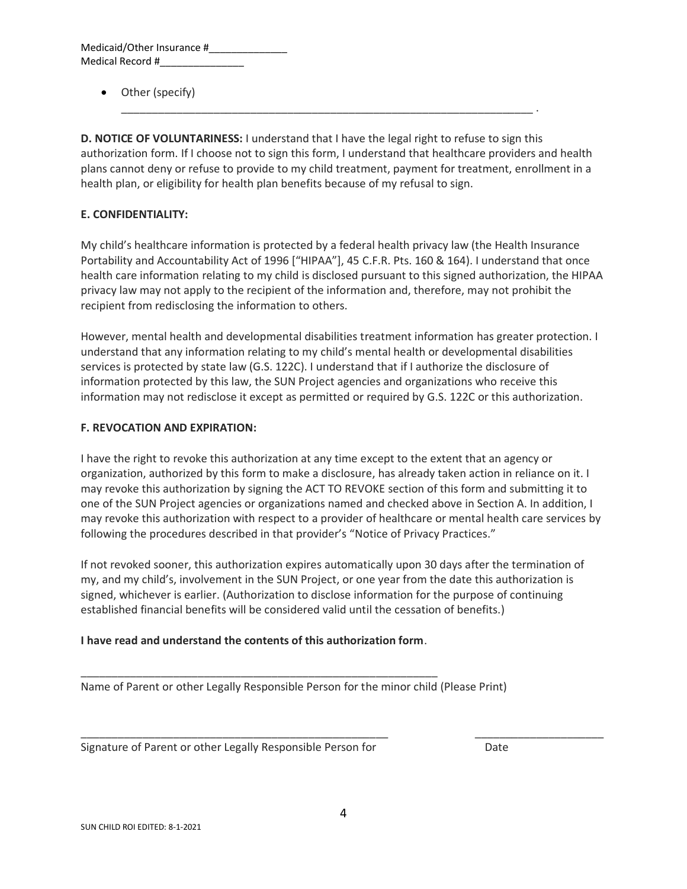Medicaid/Other Insurance #______________
Medical Record #________________

- Other (specify) ______________________________________________________________________ .

**D. NOTICE OF VOLUNTARINESS:** I understand that I have the legal right to refuse to sign this authorization form. If I choose not to sign this form, I understand that healthcare providers and health plans cannot deny or refuse to provide to my child treatment, payment for treatment, enrollment in a health plan, or eligibility for health plan benefits because of my refusal to sign.

**E. CONFIDENTIALITY:**

My child's healthcare information is protected by a federal health privacy law (the Health Insurance Portability and Accountability Act of 1996 ["HIPAA"], 45 C.F.R. Pts. 160 & 164). I understand that once health care information relating to my child is disclosed pursuant to this signed authorization, the HIPAA privacy law may not apply to the recipient of the information and, therefore, may not prohibit the recipient from redisclosing the information to others.

However, mental health and developmental disabilities treatment information has greater protection. I understand that any information relating to my child's mental health or developmental disabilities services is protected by state law (G.S. 122C). I understand that if I authorize the disclosure of information protected by this law, the SUN Project agencies and organizations who receive this information may not redisclose it except as permitted or required by G.S. 122C or this authorization.

**F. REVOCATION AND EXPIRATION:**

I have the right to revoke this authorization at any time except to the extent that an agency or organization, authorized by this form to make a disclosure, has already taken action in reliance on it. I may revoke this authorization by signing the ACT TO REVOKE section of this form and submitting it to one of the SUN Project agencies or organizations named and checked above in Section A. In addition, I may revoke this authorization with respect to a provider of healthcare or mental health care services by following the procedures described in that provider's "Notice of Privacy Practices."

If not revoked sooner, this authorization expires automatically upon 30 days after the termination of my, and my child's, involvement in the SUN Project, or one year from the date this authorization is signed, whichever is earlier. (Authorization to disclose information for the purpose of continuing established financial benefits will be considered valid until the cessation of benefits.)

**I have read and understand the contents of this authorization form**.

______________________________________________________________
Name of Parent or other Legally Responsible Person for the minor child (Please Print)

______________________________________________________ ______________________
Signature of Parent or other Legally Responsible Person for Date

SUN CHILD ROI EDITED: 8-1-2021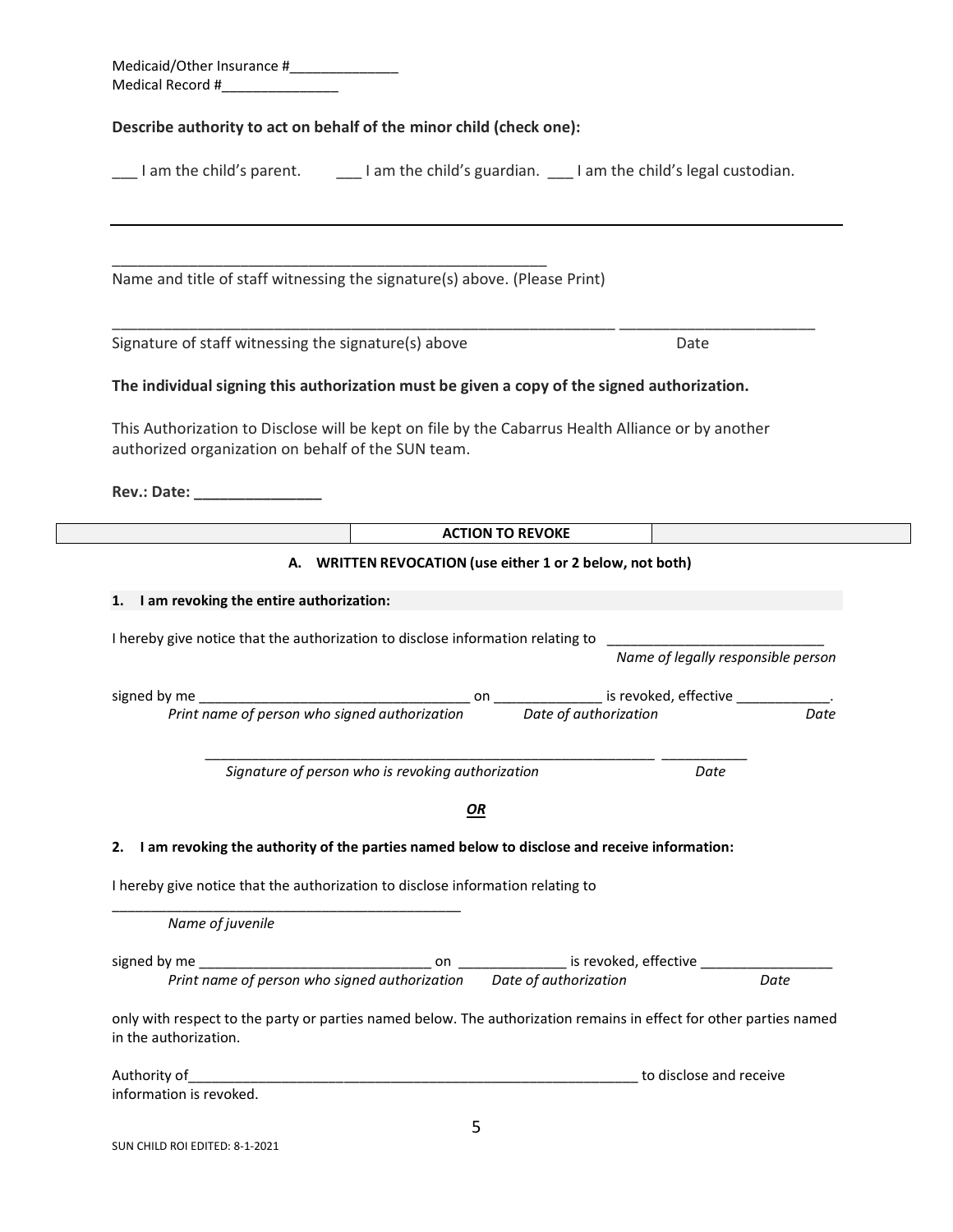Medicaid/Other Insurance #______________
Medical Record #_______________

**Describe authority to act on behalf of the minor child (check one):**

___ I am the child's parent. ___ I am the child's guardian. ___ I am the child's legal custodian.

---

_______________________________________________________
Name and title of staff witnessing the signature(s) above. (Please Print)

_________________________________________________________________ ________________________
Signature of staff witnessing the signature(s) above Date

**The individual signing this authorization must be given a copy of the signed authorization.**

This Authorization to Disclose will be kept on file by the Cabarrus Health Alliance or by another authorized organization on behalf of the SUN team.

**Rev.: Date: _______________**

| | ACTION TO REVOKE | |
|---|---|---|

**A. WRITTEN REVOCATION (use either 1 or 2 below, not both)**

**1. I am revoking the entire authorization:**

I hereby give notice that the authorization to disclose information relating to ____________________________
*Name of legally responsible person*

signed by me ___________________________________ on ______________ is revoked, effective ____________.
*Print name of person who signed authorization* *Date of authorization* *Date*

_____________________________________________________________ ___________
*Signature of person who is revoking authorization* *Date*

***OR***

**2. I am revoking the authority of the parties named below to disclose and receive information:**

I hereby give notice that the authorization to disclose information relating to

______________________________________________
*Name of juvenile*

signed by me ______________________________ on ______________ is revoked, effective _________________
*Print name of person who signed authorization* *Date of authorization* *Date*

only with respect to the party or parties named below. The authorization remains in effect for other parties named in the authorization.

Authority of____________________________________________________________ to disclose and receive information is revoked.

SUN CHILD ROI EDITED: 8-1-2021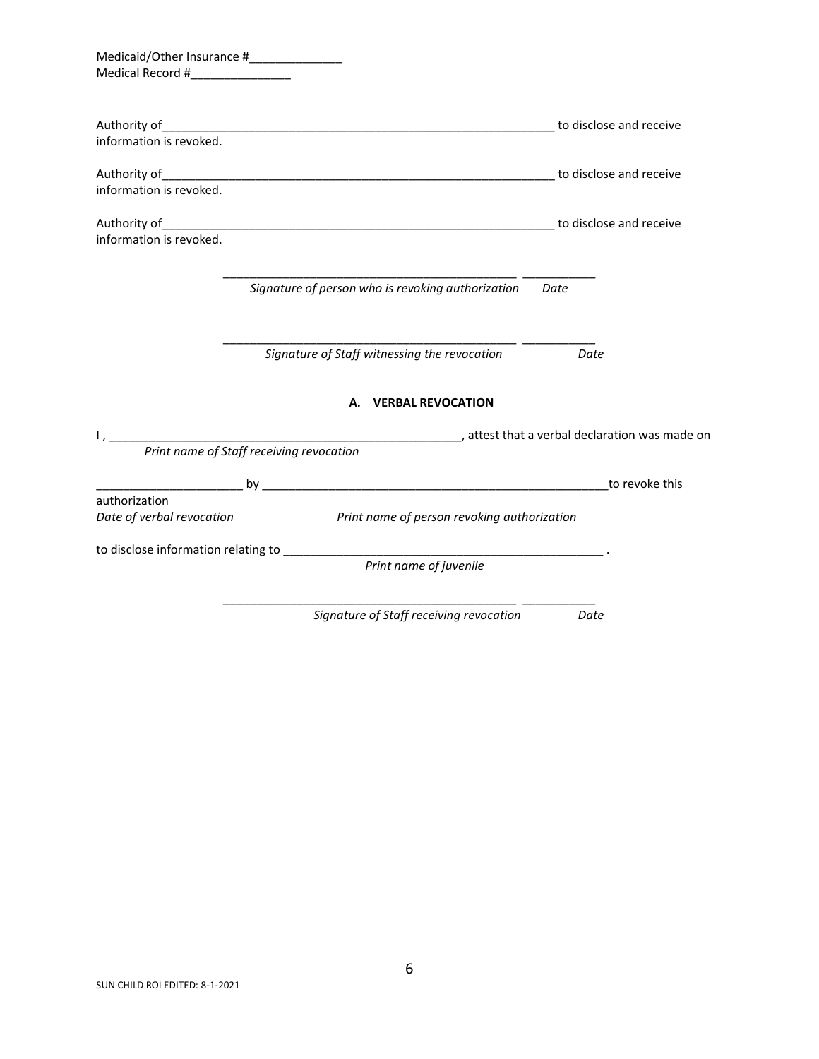Medicaid/Other Insurance #______________
Medical Record #_______________

Authority of______________________________________________________________ to disclose and receive information is revoked.

Authority of______________________________________________________________ to disclose and receive information is revoked.

Authority of______________________________________________________________ to disclose and receive information is revoked.

_____________________________________________ ___________
*Signature of person who is revoking authorization* *Date*

_____________________________________________ ___________
*Signature of Staff witnessing the revocation* *Date*

### A. VERBAL REVOCATION

I , ______________________________________________________, attest that a verbal declaration was made on
*Print name of Staff receiving revocation*

______________________ by ______________________________________________________to revoke this authorization
*Date of verbal revocation* *Print name of person revoking authorization*

to disclose information relating to __________________________________________________ .
*Print name of juvenile*

_____________________________________________ ___________
*Signature of Staff receiving revocation* *Date*

SUN CHILD ROI EDITED: 8-1-2021